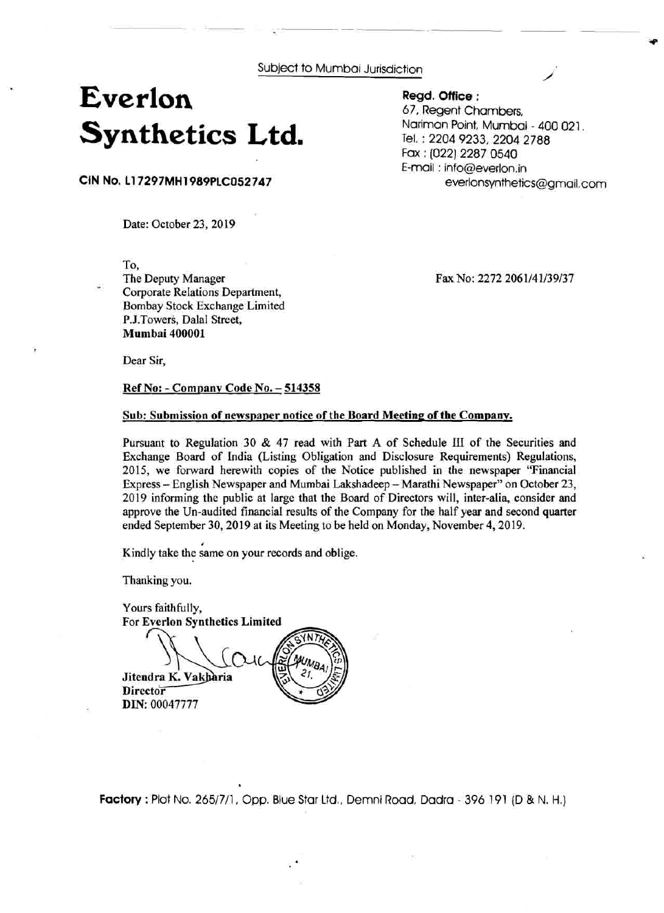Subject to Mumbai Jurisdiction

# Everlon Synthetics Ltd.

**CIN No. L17297MH1989PLC052747**

**Regd. Office :**
67, Regent Chambers,
Nariman Point, Mumbai - 400 021.
Tel. : 2204 9233, 2204 2788
Fax : (022) 2287 0540
E-mail : info@everlon.in
everlonsynthetics@gmail.com

Date: October 23, 2019

To,
The Deputy Manager
Corporate Relations Department,
Bombay Stock Exchange Limited
P.J.Towers, Dalal Street,
**Mumbai 400001**

Fax No: 2272 2061/41/39/37

Dear Sir,

**Ref No: - Company Code No. – 514358**

**Sub: Submission of newspaper notice of the Board Meeting of the Company.**

Pursuant to Regulation 30 & 47 read with Part A of Schedule III of the Securities and Exchange Board of India (Listing Obligation and Disclosure Requirements) Regulations, 2015, we forward herewith copies of the Notice published in the newspaper "Financial Express – English Newspaper and Mumbai Lakshadeep – Marathi Newspaper" on October 23, 2019 informing the public at large that the Board of Directors will, inter-alia, consider and approve the Un-audited financial results of the Company for the half year and second quarter ended September 30, 2019 at its Meeting to be held on Monday, November 4, 2019.

Kindly take the same on your records and oblige.

Thanking you.

Yours faithfully,
**For Everlon Synthetics Limited**

**Jitendra K. Vakharia**
**Director**
**DIN:** 00047777

**Factory :** Plot No. 265/7/1, Opp. Blue Star Ltd., Demni Road, Dadra - 396 191 (D & N. H.)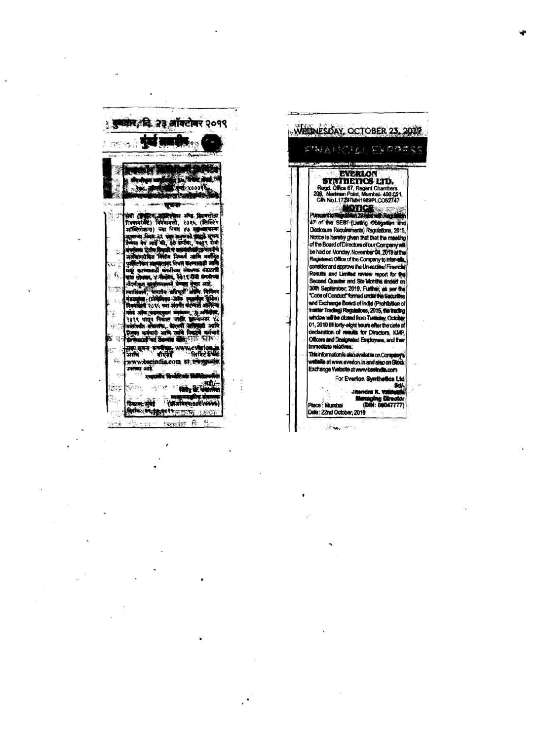बुधवार, दि. २३ ऑक्टोबर २०१९

मुंबई लक्षदीप

**सूचना**

सेबी (लिस्टिंग ऑब्लिगेशन अँड डिस्क्लोजर रिक्वायरमेंट) विनियमावली, २०१५ (लिस्टिंग ऑब्लिगेशन्स) च्या नियम ४७ सहवाचिता ... नियम २९ ... सूचना देण्यात येत आहे की, ४ नोव्हेंबर, २०१९ रोजी ... ३० सप्टेंबर, २०१९ रोजी संपलेल्या द्वितीय तिमाही ... अलेखापरिक्षित वित्तीय निष्कर्ष आणि मर्यादित पुनर्विलोकन अहवाल ... विचार करण्यासाठी आणि मंजूर करण्यासाठी कंपनीच्या संचालक मंडळाची सभा सोमवार, ४ नोव्हेंबर, २०१९ रोजी कंपनीच्या नोंदणीकृत कार्यालयात होणार आहे.

... भारतीय प्रतिभूती आणि विनिमय मंडळ (प्रोहिबिशन ऑफ इन्सायडर ट्रेडिंग) विनियमन २०१५ च्या अंतर्गत ... ०१ ऑक्टोबर, २०१९ पासून निकाल जाहीर झाल्यानंतर ४८ तासांपर्यंत संचालक, केएमपी अधिकारी आणि नियुक्त कर्मचारी आणि त्यांचे निकटचे नातेवाईक यांच्यासाठी ट्रेडिंग विंडो बंद राहील.

सदर सूचना कंपनीच्या www.everlon.in आणि बीएसई लिमिटेडच्या www.bseindia.com या वेबसाईटवर उपलब्ध आहे.

एव्हरलॉन सिंथेटिक्स लिमिटेडकरिता

सही/-

जितेंद्र के. वखारिया

व्यवस्थापकीय संचालक

(डीआयएन:०००४७७७७)

ठिकाण: मुंबई

दिनांक: २२.१०.२०१९

---

WEDNESDAY, OCTOBER 23, 2019

FINANCIAL EXPRESS

# EVERLON SYNTHETICS LTD.

Regd. Office 67, Regent Chambers, 208, Nariman Point, Mumbai- 400 021.
CIN No.L17297MH1989PLC052747

## NOTICE

Pursuant to Regulation 29 read with Regulation 47 of the SEBI (Listing Obligation and Disclosure Requirements) Regulations, 2015, Notice is hereby given that that the meeting of the Board of Directors of our Company will be held on Monday, November 04, 2019 at the Registered Office of the Company to inter-alia, consider and approve the Un-audited Financial Results and Limited review report for the Second Quarter and Six Months ended on 30th September, 2019. Further, as per the "Code of Conduct" formed under the Securities and Exchange Board of India (Prohibition of Insider Trading) Regulations, 2015, the trading window will be closed from Tuesday, October 01, 2019 till forty-eight hours after the date of declaration of results for Directors, KMP, Officers and Designated Employees, and their immediate relatives.

This information is also available on Company's website at www.everlon.in and also on Stock Exchange Website at www.bseindia.com

For Everlon Synthetics Ltd

Sd/-

Jitendra K. Vakharia

Managing Director

(DIN: 00047777)

Place : Mumbai

Date : 22nd October, 2019